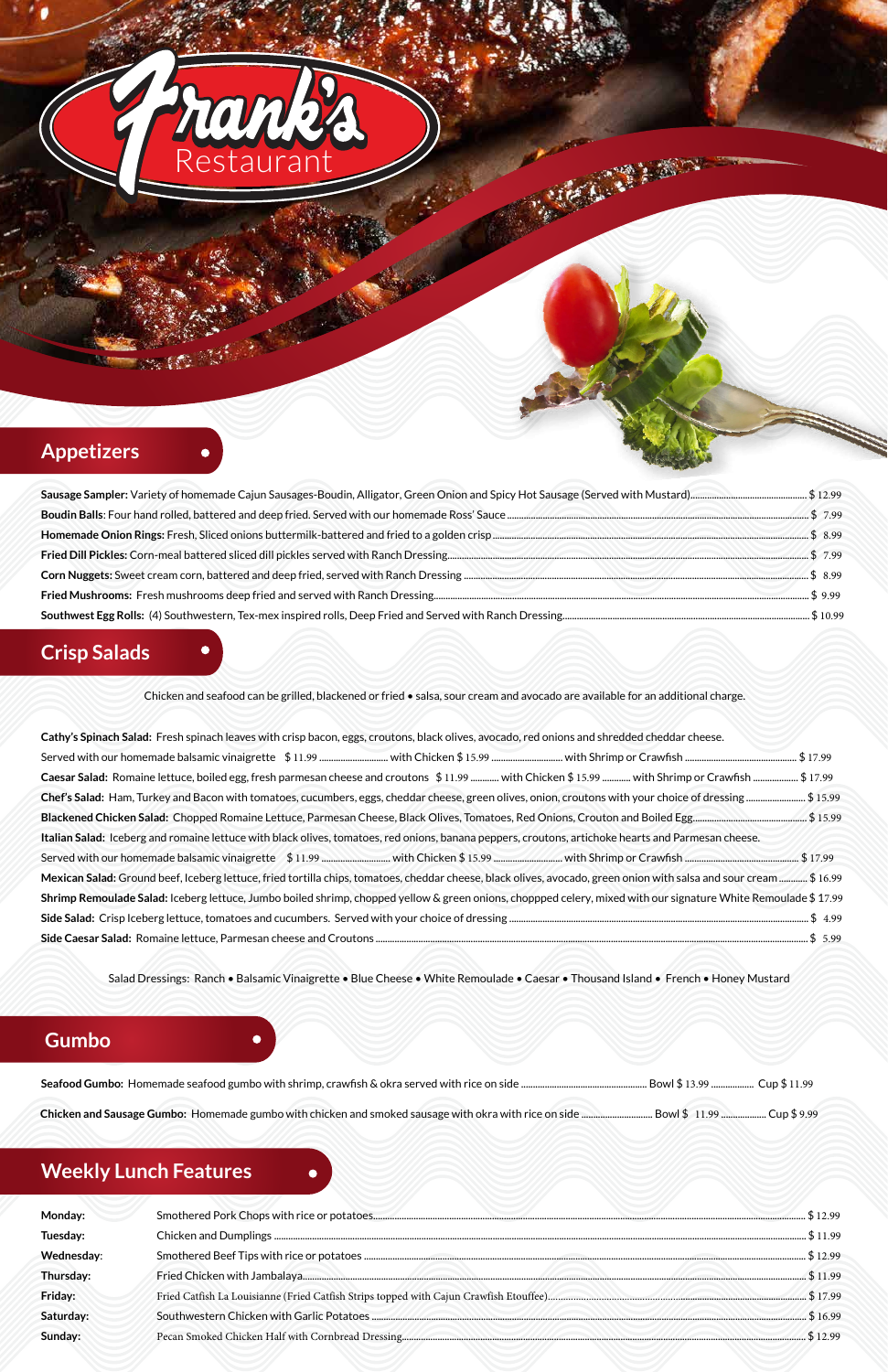# Frank's Restaurant

## Appetizers

**Sausage Sampler:** Variety of homemade Cajun Sausages-Boudin, Alligator, Green Onion and Spicy Hot Sausage (Served with Mustard) ........ $ 12.99

**Boudin Balls**: Four hand rolled, battered and deep fried. Served with our homemade Ross' Sauce ........ $ 7.99

**Homemade Onion Rings:** Fresh, Sliced onions buttermilk-battered and fried to a golden crisp ........ $ 8.99

**Fried Dill Pickles:** Corn-meal battered sliced dill pickles served with Ranch Dressing ........ $ 7.99

**Corn Nuggets:** Sweet cream corn, battered and deep fried, served with Ranch Dressing ........ $ 8.99

**Fried Mushrooms:** Fresh mushrooms deep fried and served with Ranch Dressing ........ $ 9.99

**Southwest Egg Rolls:** (4) Southwestern, Tex-mex inspired rolls, Deep Fried and Served with Ranch Dressing ........ $ 10.99

## Crisp Salads

Chicken and seafood can be grilled, blackened or fried • salsa, sour cream and avocado are available for an additional charge.

**Cathy's Spinach Salad:** Fresh spinach leaves with crisp bacon, eggs, croutons, black olives, avocado, red onions and shredded cheddar cheese.
Served with our homemade balsamic vinaigrette $ 11.99 ........ with Chicken $ 15.99 ........ with Shrimp or Crawfish ........ $ 17.99

**Caesar Salad:** Romaine lettuce, boiled egg, fresh parmesan cheese and croutons $ 11.99 ........ with Chicken $ 15.99 ........ with Shrimp or Crawfish ........ $ 17.99

**Chef's Salad:** Ham, Turkey and Bacon with tomatoes, cucumbers, eggs, cheddar cheese, green olives, onion, croutons with your choice of dressing ........ $ 15.99

**Blackened Chicken Salad:** Chopped Romaine Lettuce, Parmesan Cheese, Black Olives, Tomatoes, Red Onions, Crouton and Boiled Egg ........ $ 15.99

**Italian Salad:** Iceberg and romaine lettuce with black olives, tomatoes, red onions, banana peppers, croutons, artichoke hearts and Parmesan cheese.
Served with our homemade balsamic vinaigrette $ 11.99 ........ with Chicken $ 15.99 ........ with Shrimp or Crawfish ........ $ 17.99

**Mexican Salad:** Ground beef, Iceberg lettuce, fried tortilla chips, tomatoes, cheddar cheese, black olives, avocado, green onion with salsa and sour cream ........ $ 16.99

**Shrimp Remoulade Salad:** Iceberg lettuce, Jumbo boiled shrimp, chopped yellow & green onions, choppped celery, mixed with our signature White Remoulade $ 17.99

**Side Salad:** Crisp Iceberg lettuce, tomatoes and cucumbers. Served with your choice of dressing ........ $ 4.99

**Side Caesar Salad:** Romaine lettuce, Parmesan cheese and Croutons ........ $ 5.99

Salad Dressings: Ranch • Balsamic Vinaigrette • Blue Cheese • White Remoulade • Caesar • Thousand Island • French • Honey Mustard

## Gumbo

**Seafood Gumbo:** Homemade seafood gumbo with shrimp, crawfish & okra served with rice on side ........ Bowl $ 13.99 ........ Cup $ 11.99

**Chicken and Sausage Gumbo:** Homemade gumbo with chicken and smoked sausage with okra with rice on side ........ Bowl $ 11.99 ........ Cup $ 9.99

## Weekly Lunch Features

| Day | Feature | Price |
|---|---|---|
| **Monday:** | Smothered Pork Chops with rice or potatoes | $ 12.99 |
| **Tuesday:** | Chicken and Dumplings | $ 11.99 |
| **Wednesday:** | Smothered Beef Tips with rice or potatoes | $ 12.99 |
| **Thursday:** | Fried Chicken with Jambalaya | $ 11.99 |
| **Friday:** | Fried Catfish La Louisianne (Fried Catfish Strips topped with Cajun Crawfish Etouffee) | $ 17.99 |
| **Saturday:** | Southwestern Chicken with Garlic Potatoes | $ 16.99 |
| **Sunday:** | Pecan Smoked Chicken Half with Cornbread Dressing | $ 12.99 |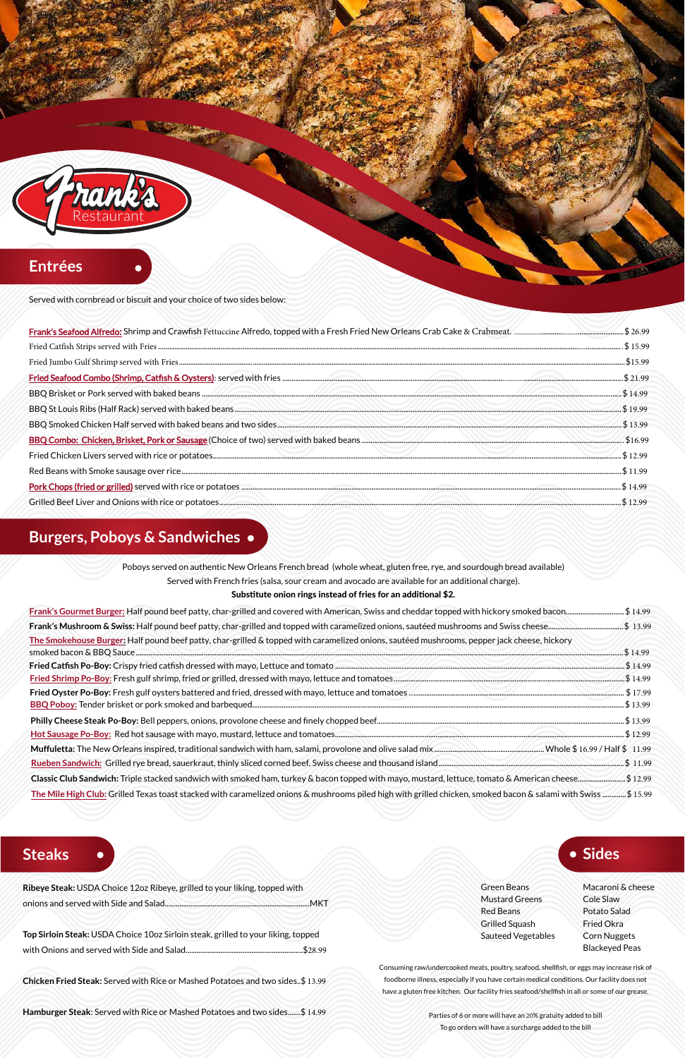Frank's Restaurant

## Entrées

Served with cornbread or biscuit and your choice of two sides below:

- Frank's Seafood Alfredo: Shrimp and Crawfish Fettuccine Alfredo, topped with a Fresh Fried New Orleans Crab Cake & Crabmeat. ........ $ 26.99
- Fried Catfish Strips served with Fries ........ $ 15.99
- Fried Jumbo Gulf Shrimp served with Fries ........ $15.99
- Fried Seafood Combo (Shrimp, Catfish & Oysters): served with fries ........ $ 21.99
- BBQ Brisket or Pork served with baked beans ........ $ 14.99
- BBQ St Louis Ribs (Half Rack) served with baked beans ........ $ 19.99
- BBQ Smoked Chicken Half served with baked beans and two sides ........ $ 13.99
- BBQ Combo: Chicken, Brisket, Pork or Sausage (Choice of two) served with baked beans ........ $16.99
- Fried Chicken Livers served with rice or potatoes ........ $ 12.99
- Red Beans with Smoke sausage over rice ........ $ 11.99
- Pork Chops (fried or grilled) served with rice or potatoes ........ $ 14.99
- Grilled Beef Liver and Onions with rice or potatoes ........ $ 12.99

## Burgers, Poboys & Sandwiches

Poboys served on authentic New Orleans French bread (whole wheat, gluten free, rye, and sourdough bread available)

Served with French fries (salsa, sour cream and avocado are available for an additional charge).

**Substitute onion rings instead of fries for an additional $2.**

- Frank's Gourmet Burger: Half pound beef patty, char-grilled and covered with American, Swiss and cheddar topped with hickory smoked bacon ........ $ 14.99
- **Frank's Mushroom & Swiss:** Half pound beef patty, char-grilled and topped with caramelized onions, sautéed mushrooms and Swiss cheese ........ $ 13.99
- The Smokehouse Burger: Half pound beef patty, char-grilled & topped with caramelized onions, sautéed mushrooms, pepper jack cheese, hickory smoked bacon & BBQ Sauce ........ $ 14.99
- **Fried Catfish Po-Boy:** Crispy fried catfish dressed with mayo, Lettuce and tomato ........ $ 14.99
- Fried Shrimp Po-Boy: Fresh gulf shrimp, fried or grilled, dressed with mayo, lettuce and tomatoes ........ $ 14.99
- **Fried Oyster Po-Boy:** Fresh gulf oysters battered and fried, dressed with mayo, lettuce and tomatoes ........ $ 17.99
- BBQ Poboy: Tender brisket or pork smoked and barbequed ........ $ 13.99
- **Philly Cheese Steak Po-Boy:** Bell peppers, onions, provolone cheese and finely chopped beef ........ $ 13.99
- Hot Sausage Po-Boy: Red hot sausage with mayo, mustard, lettuce and tomatoes ........ $ 12.99
- **Muffuletta:** The New Orleans inspired, traditional sandwich with ham, salami, provolone and olive salad mix ........ Whole $ 16.99 / Half $ 11.99
- Rueben Sandwich: Grilled rye bread, sauerkraut, thinly sliced corned beef, Swiss cheese and thousand island ........ $ 11.99
- **Classic Club Sandwich:** Triple stacked sandwich with smoked ham, turkey & bacon topped with mayo, mustard, lettuce, tomato & American cheese ........ $ 12.99
- The Mile High Club: Grilled Texas toast stacked with caramelized onions & mushrooms piled high with grilled chicken, smoked bacon & salami with Swiss ........ $ 15.99

## Steaks

**Ribeye Steak:** USDA Choice 12oz Ribeye, grilled to your liking, topped with onions and served with Side and Salad ........ MKT

**Top Sirloin Steak:** USDA Choice 10oz Sirloin steak, grilled to your liking, topped with Onions and served with Side and Salad ........ $28.99

**Chicken Fried Steak:** Served with Rice or Mashed Potatoes and two sides.. $ 13.99

**Hamburger Steak**: Served with Rice or Mashed Potatoes and two sides ........ $ 14.99

## Sides

- Green Beans
- Mustard Greens
- Red Beans
- Grilled Squash
- Sauteed Vegetables
- Macaroni & cheese
- Cole Slaw
- Potato Salad
- Fried Okra
- Corn Nuggets
- Blackeyed Peas

Consuming raw/undercooked meats, poultry, seafood, shellfish, or eggs may increase risk of foodborne illness, especially if you have certain medical conditions. Our facility does not have a gluten free kitchen. Our facility fries seafood/shellfish in all or some of our grease.

Parties of 6 or more will have an 20% gratuity added to bill

To go orders will have a surcharge added to the bill